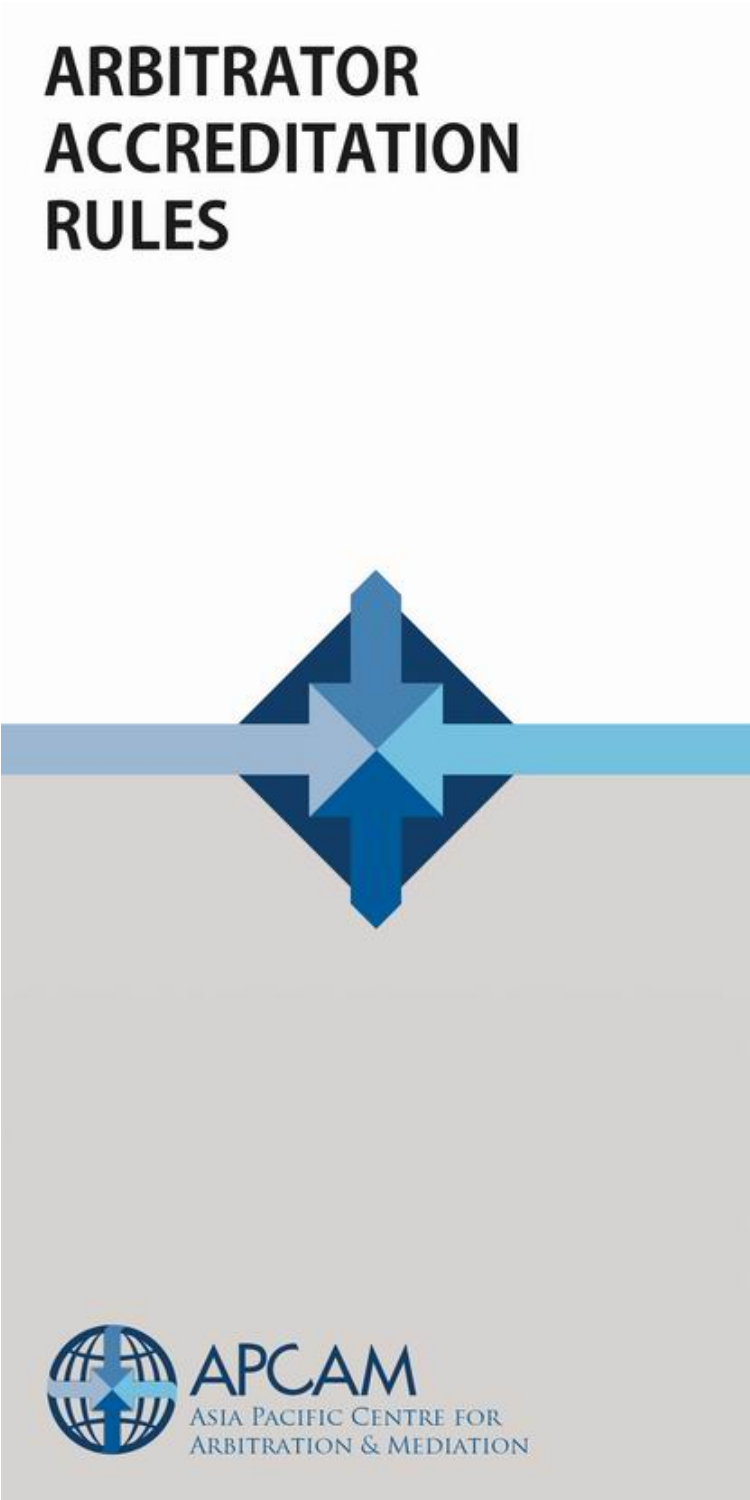# ARBITRATOR ACCREDITATION RULES

APCAM

ASIA PACIFIC CENTRE FOR ARBITRATION & MEDIATION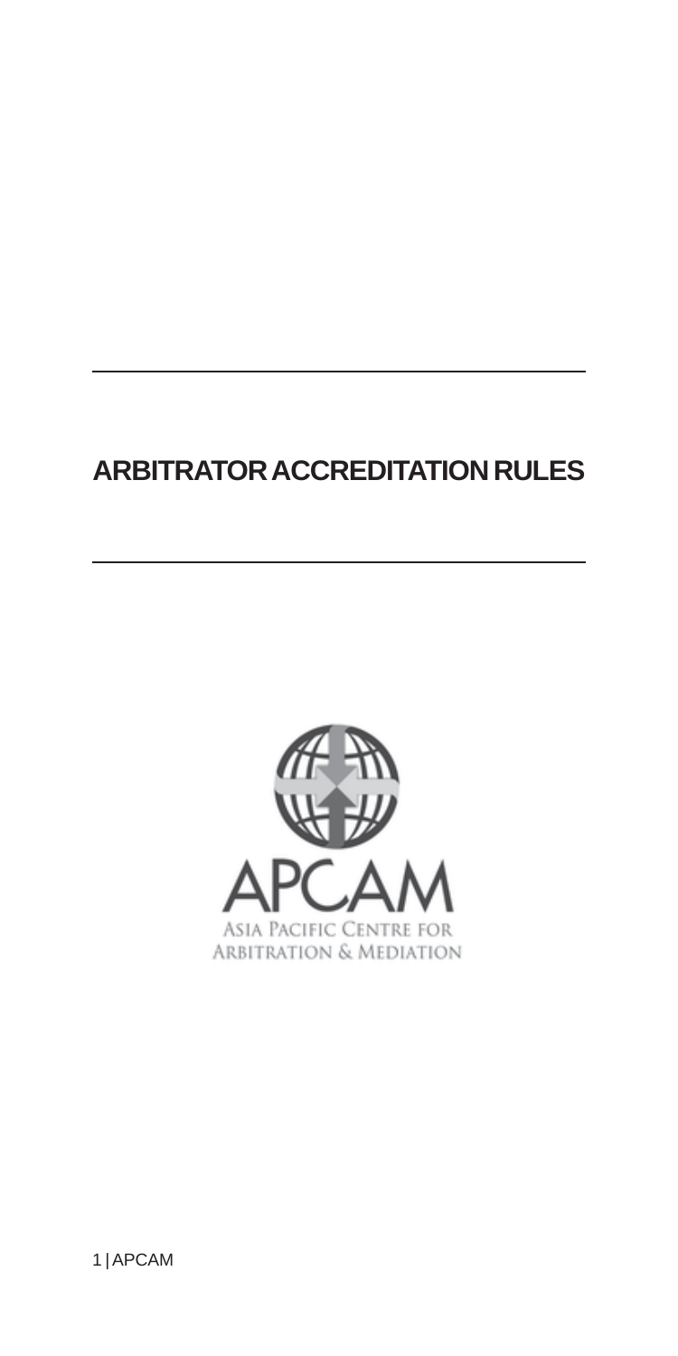# ARBITRATOR ACCREDITATION RULES

APCAM

ASIA PACIFIC CENTRE FOR ARBITRATION & MEDIATION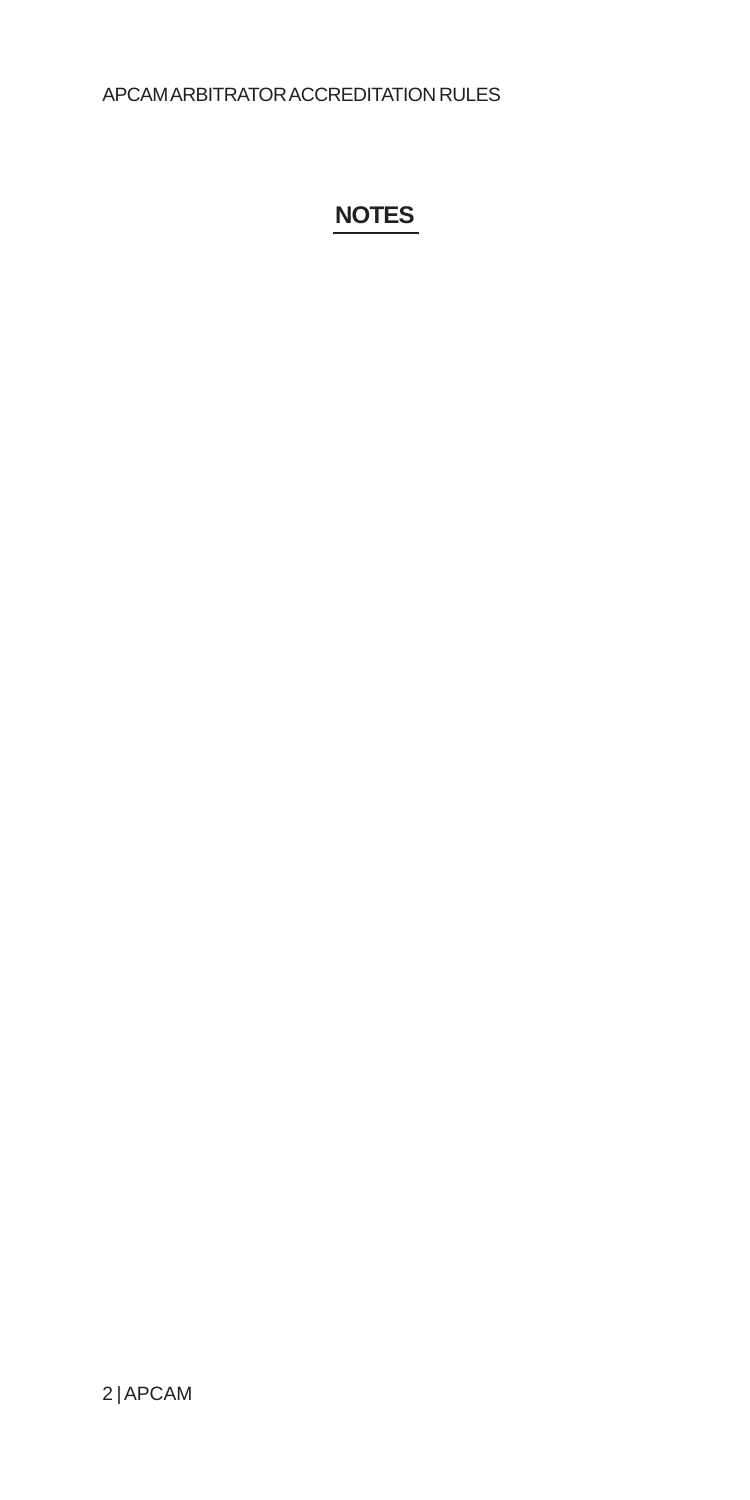## NOTES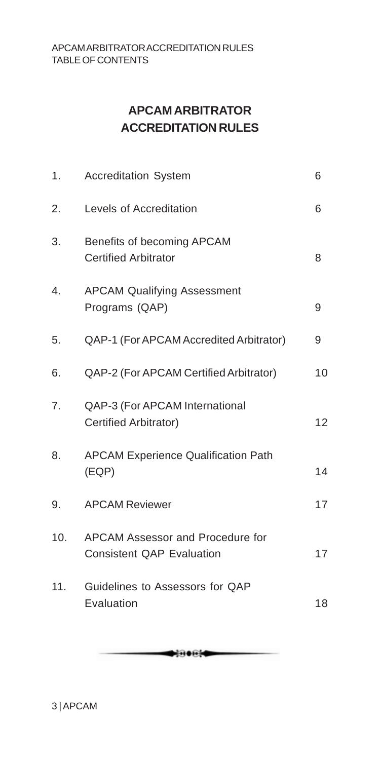# APCAM ARBITRATOR ACCREDITATION RULES

| | | |
|---|---|---|
| 1. | Accreditation System | 6 |
| 2. | Levels of Accreditation | 6 |
| 3. | Benefits of becoming APCAM Certified Arbitrator | 8 |
| 4. | APCAM Qualifying Assessment Programs (QAP) | 9 |
| 5. | QAP-1 (For APCAM Accredited Arbitrator) | 9 |
| 6. | QAP-2 (For APCAM Certified Arbitrator) | 10 |
| 7. | QAP-3 (For APCAM International Certified Arbitrator) | 12 |
| 8. | APCAM Experience Qualification Path (EQP) | 14 |
| 9. | APCAM Reviewer | 17 |
| 10. | APCAM Assessor and Procedure for Consistent QAP Evaluation | 17 |
| 11. | Guidelines to Assessors for QAP Evaluation | 18 |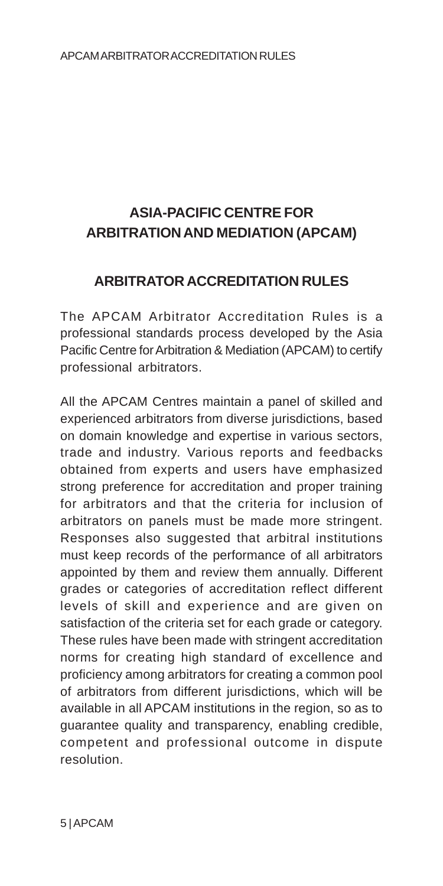## ASIA-PACIFIC CENTRE FOR ARBITRATION AND MEDIATION (APCAM)

### ARBITRATOR ACCREDITATION RULES

The APCAM Arbitrator Accreditation Rules is a professional standards process developed by the Asia Pacific Centre for Arbitration & Mediation (APCAM) to certify professional arbitrators.

All the APCAM Centres maintain a panel of skilled and experienced arbitrators from diverse jurisdictions, based on domain knowledge and expertise in various sectors, trade and industry. Various reports and feedbacks obtained from experts and users have emphasized strong preference for accreditation and proper training for arbitrators and that the criteria for inclusion of arbitrators on panels must be made more stringent. Responses also suggested that arbitral institutions must keep records of the performance of all arbitrators appointed by them and review them annually. Different grades or categories of accreditation reflect different levels of skill and experience and are given on satisfaction of the criteria set for each grade or category. These rules have been made with stringent accreditation norms for creating high standard of excellence and proficiency among arbitrators for creating a common pool of arbitrators from different jurisdictions, which will be available in all APCAM institutions in the region, so as to guarantee quality and transparency, enabling credible, competent and professional outcome in dispute resolution.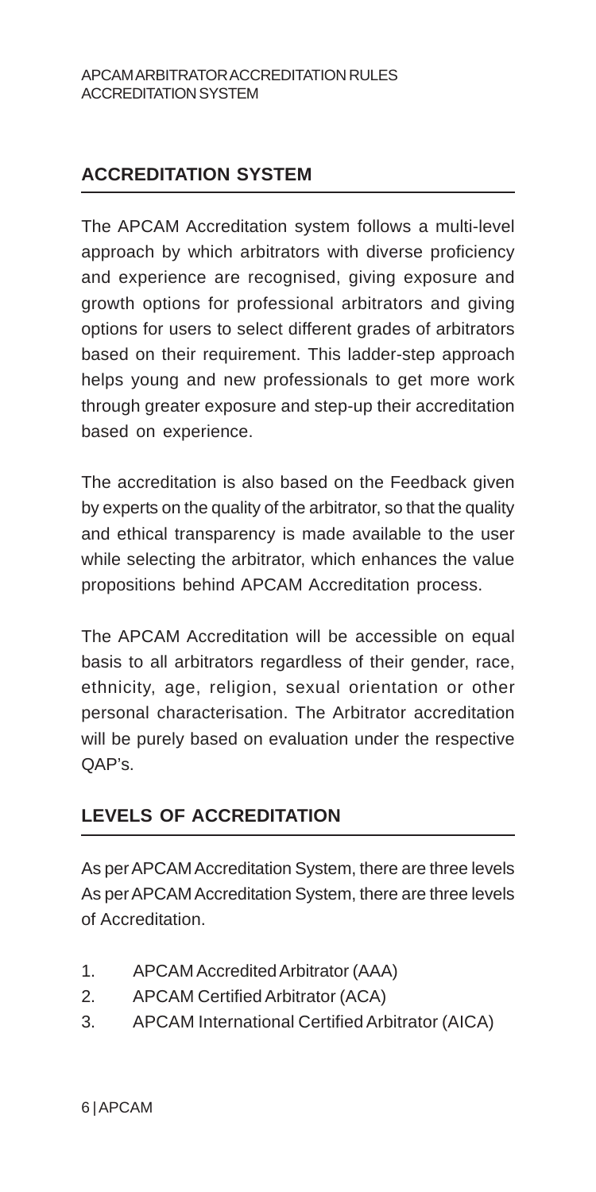## ACCREDITATION SYSTEM

The APCAM Accreditation system follows a multi-level approach by which arbitrators with diverse proficiency and experience are recognised, giving exposure and growth options for professional arbitrators and giving options for users to select different grades of arbitrators based on their requirement. This ladder-step approach helps young and new professionals to get more work through greater exposure and step-up their accreditation based on experience.

The accreditation is also based on the Feedback given by experts on the quality of the arbitrator, so that the quality and ethical transparency is made available to the user while selecting the arbitrator, which enhances the value propositions behind APCAM Accreditation process.

The APCAM Accreditation will be accessible on equal basis to all arbitrators regardless of their gender, race, ethnicity, age, religion, sexual orientation or other personal characterisation. The Arbitrator accreditation will be purely based on evaluation under the respective QAP's.

## LEVELS OF ACCREDITATION

As per APCAM Accreditation System, there are three levels As per APCAM Accreditation System, there are three levels of Accreditation.

1. APCAM Accredited Arbitrator (AAA)
2. APCAM Certified Arbitrator (ACA)
3. APCAM International Certified Arbitrator (AICA)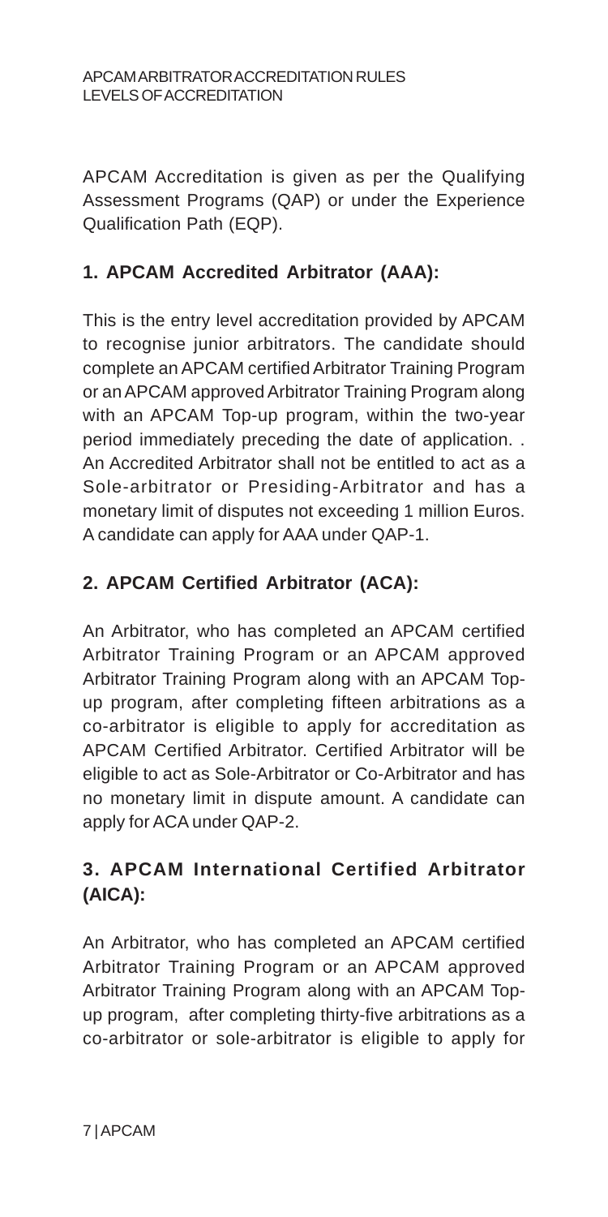APCAM Accreditation is given as per the Qualifying Assessment Programs (QAP) or under the Experience Qualification Path (EQP).

### 1. APCAM Accredited Arbitrator (AAA):

This is the entry level accreditation provided by APCAM to recognise junior arbitrators. The candidate should complete an APCAM certified Arbitrator Training Program or an APCAM approved Arbitrator Training Program along with an APCAM Top-up program, within the two-year period immediately preceding the date of application. . An Accredited Arbitrator shall not be entitled to act as a Sole-arbitrator or Presiding-Arbitrator and has a monetary limit of disputes not exceeding 1 million Euros. A candidate can apply for AAA under QAP-1.

### 2. APCAM Certified Arbitrator (ACA):

An Arbitrator, who has completed an APCAM certified Arbitrator Training Program or an APCAM approved Arbitrator Training Program along with an APCAM Top-up program, after completing fifteen arbitrations as a co-arbitrator is eligible to apply for accreditation as APCAM Certified Arbitrator. Certified Arbitrator will be eligible to act as Sole-Arbitrator or Co-Arbitrator and has no monetary limit in dispute amount. A candidate can apply for ACA under QAP-2.

### 3. APCAM International Certified Arbitrator (AICA):

An Arbitrator, who has completed an APCAM certified Arbitrator Training Program or an APCAM approved Arbitrator Training Program along with an APCAM Top-up program, after completing thirty-five arbitrations as a co-arbitrator or sole-arbitrator is eligible to apply for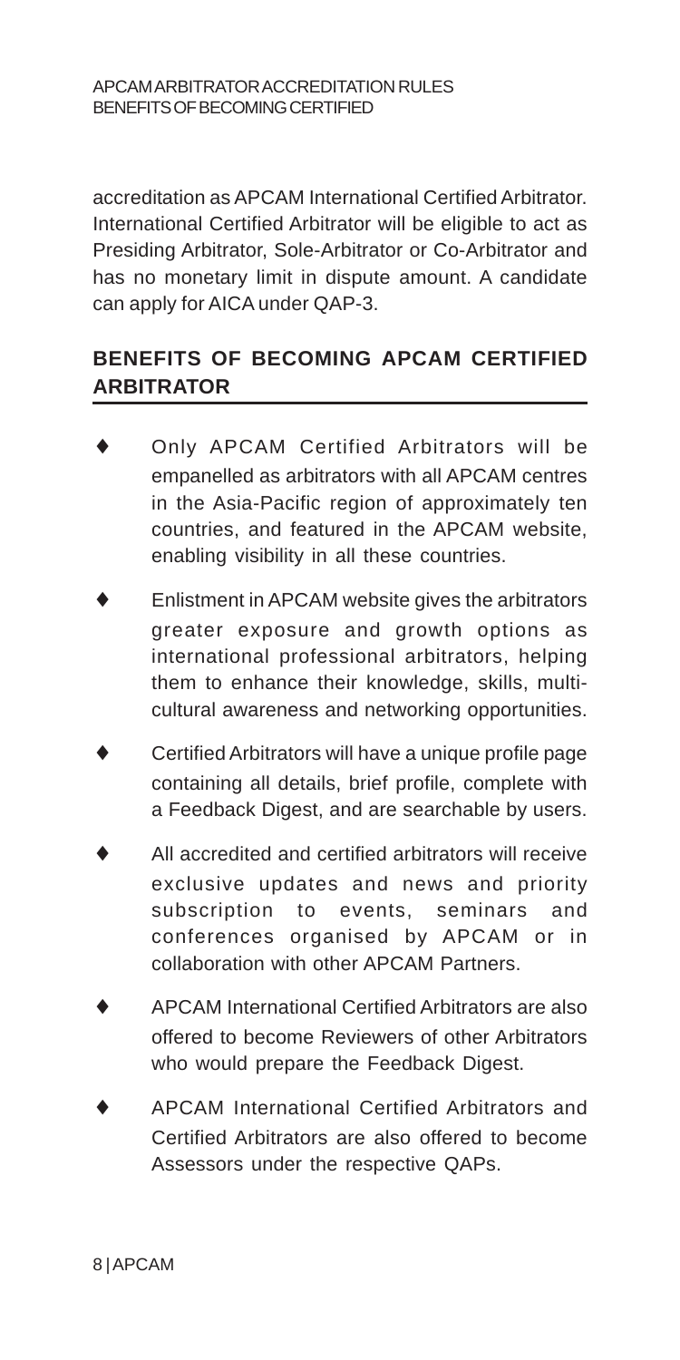accreditation as APCAM International Certified Arbitrator. International Certified Arbitrator will be eligible to act as Presiding Arbitrator, Sole-Arbitrator or Co-Arbitrator and has no monetary limit in dispute amount. A candidate can apply for AICA under QAP-3.

## BENEFITS OF BECOMING APCAM CERTIFIED ARBITRATOR

- Only APCAM Certified Arbitrators will be empanelled as arbitrators with all APCAM centres in the Asia-Pacific region of approximately ten countries, and featured in the APCAM website, enabling visibility in all these countries.
- Enlistment in APCAM website gives the arbitrators greater exposure and growth options as international professional arbitrators, helping them to enhance their knowledge, skills, multi-cultural awareness and networking opportunities.
- Certified Arbitrators will have a unique profile page containing all details, brief profile, complete with a Feedback Digest, and are searchable by users.
- All accredited and certified arbitrators will receive exclusive updates and news and priority subscription to events, seminars and conferences organised by APCAM or in collaboration with other APCAM Partners.
- APCAM International Certified Arbitrators are also offered to become Reviewers of other Arbitrators who would prepare the Feedback Digest.
- APCAM International Certified Arbitrators and Certified Arbitrators are also offered to become Assessors under the respective QAPs.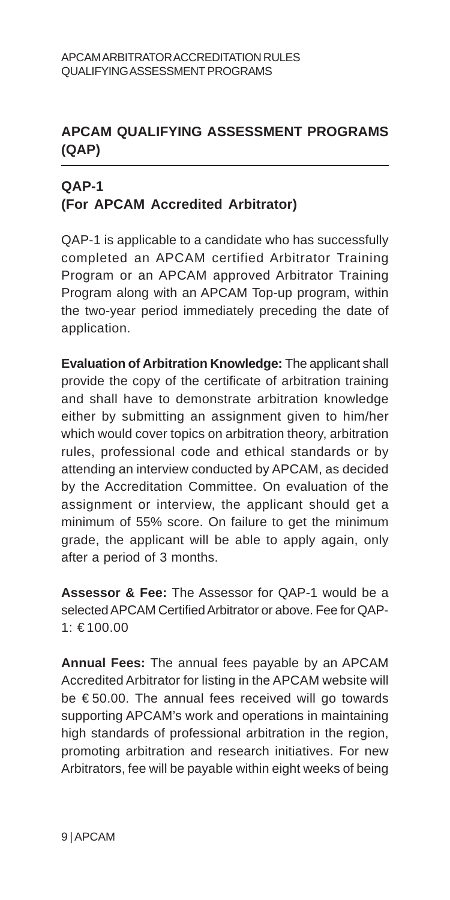## APCAM QUALIFYING ASSESSMENT PROGRAMS (QAP)

### QAP-1
### (For APCAM Accredited Arbitrator)

QAP-1 is applicable to a candidate who has successfully completed an APCAM certified Arbitrator Training Program or an APCAM approved Arbitrator Training Program along with an APCAM Top-up program, within the two-year period immediately preceding the date of application.

**Evaluation of Arbitration Knowledge:** The applicant shall provide the copy of the certificate of arbitration training and shall have to demonstrate arbitration knowledge either by submitting an assignment given to him/her which would cover topics on arbitration theory, arbitration rules, professional code and ethical standards or by attending an interview conducted by APCAM, as decided by the Accreditation Committee. On evaluation of the assignment or interview, the applicant should get a minimum of 55% score. On failure to get the minimum grade, the applicant will be able to apply again, only after a period of 3 months.

**Assessor & Fee:** The Assessor for QAP-1 would be a selected APCAM Certified Arbitrator or above. Fee for QAP-1: € 100.00

**Annual Fees:** The annual fees payable by an APCAM Accredited Arbitrator for listing in the APCAM website will be € 50.00. The annual fees received will go towards supporting APCAM's work and operations in maintaining high standards of professional arbitration in the region, promoting arbitration and research initiatives. For new Arbitrators, fee will be payable within eight weeks of being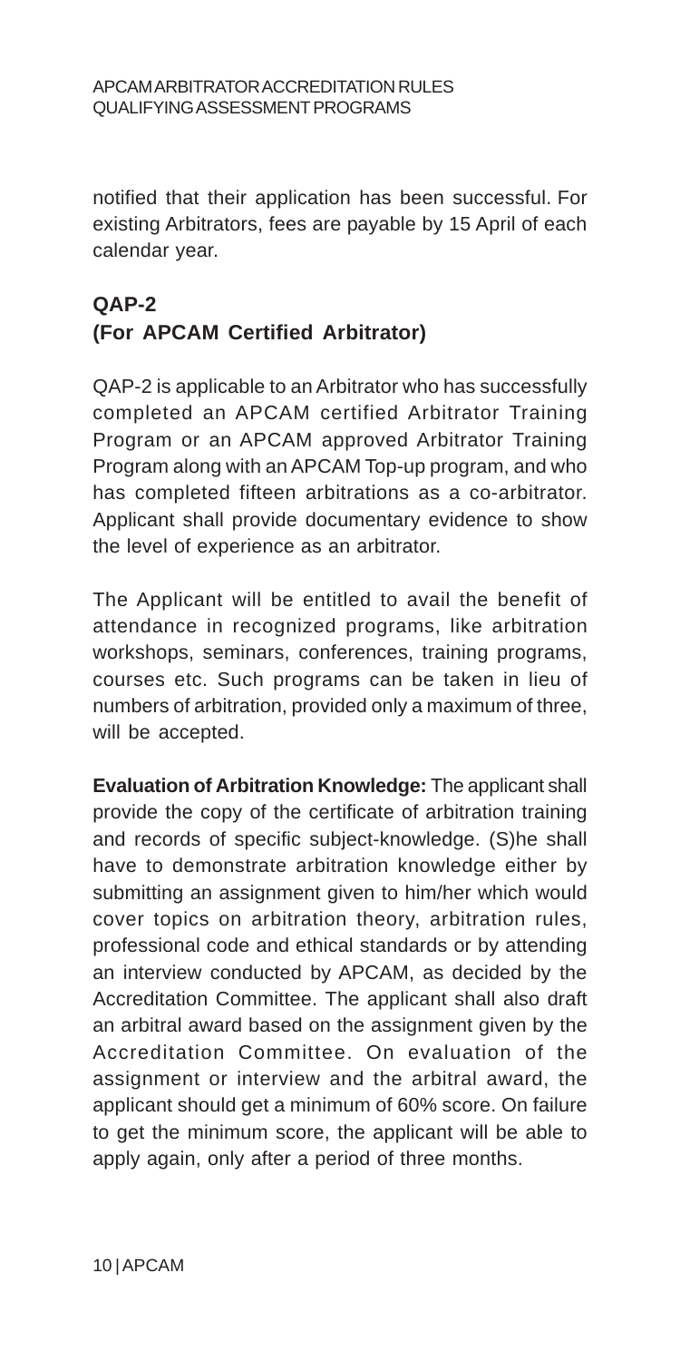notified that their application has been successful. For existing Arbitrators, fees are payable by 15 April of each calendar year.

## QAP-2
## (For APCAM Certified Arbitrator)

QAP-2 is applicable to an Arbitrator who has successfully completed an APCAM certified Arbitrator Training Program or an APCAM approved Arbitrator Training Program along with an APCAM Top-up program, and who has completed fifteen arbitrations as a co-arbitrator. Applicant shall provide documentary evidence to show the level of experience as an arbitrator.

The Applicant will be entitled to avail the benefit of attendance in recognized programs, like arbitration workshops, seminars, conferences, training programs, courses etc. Such programs can be taken in lieu of numbers of arbitration, provided only a maximum of three, will be accepted.

**Evaluation of Arbitration Knowledge:** The applicant shall provide the copy of the certificate of arbitration training and records of specific subject-knowledge. (S)he shall have to demonstrate arbitration knowledge either by submitting an assignment given to him/her which would cover topics on arbitration theory, arbitration rules, professional code and ethical standards or by attending an interview conducted by APCAM, as decided by the Accreditation Committee. The applicant shall also draft an arbitral award based on the assignment given by the Accreditation Committee. On evaluation of the assignment or interview and the arbitral award, the applicant should get a minimum of 60% score. On failure to get the minimum score, the applicant will be able to apply again, only after a period of three months.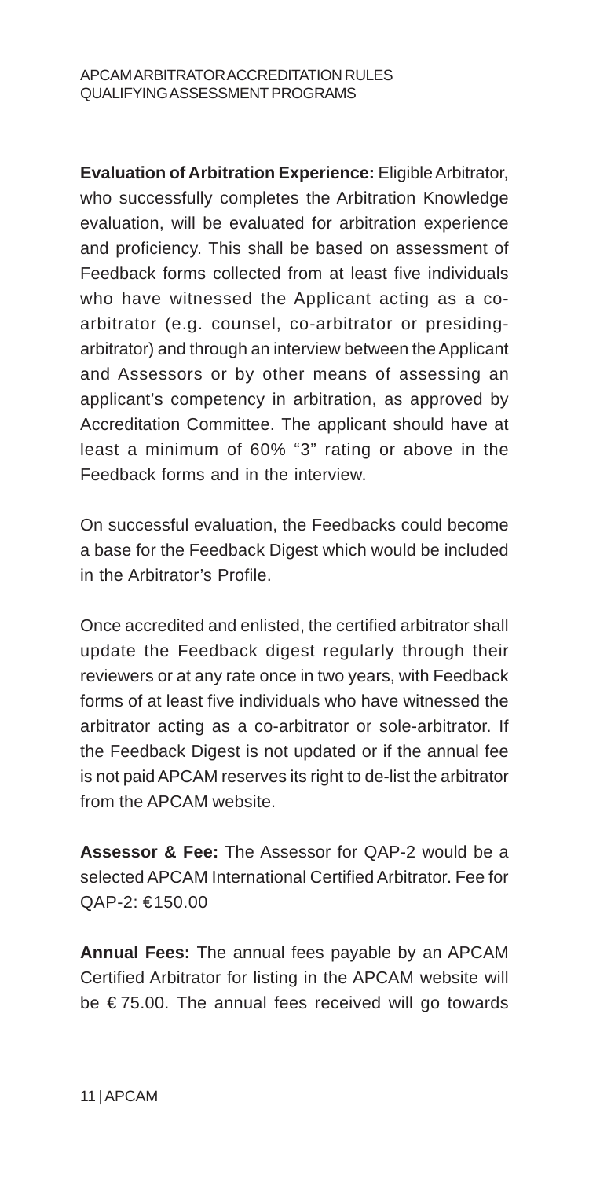**Evaluation of Arbitration Experience:** Eligible Arbitrator, who successfully completes the Arbitration Knowledge evaluation, will be evaluated for arbitration experience and proficiency. This shall be based on assessment of Feedback forms collected from at least five individuals who have witnessed the Applicant acting as a co-arbitrator (e.g. counsel, co-arbitrator or presiding-arbitrator) and through an interview between the Applicant and Assessors or by other means of assessing an applicant's competency in arbitration, as approved by Accreditation Committee. The applicant should have at least a minimum of 60% "3" rating or above in the Feedback forms and in the interview.

On successful evaluation, the Feedbacks could become a base for the Feedback Digest which would be included in the Arbitrator's Profile.

Once accredited and enlisted, the certified arbitrator shall update the Feedback digest regularly through their reviewers or at any rate once in two years, with Feedback forms of at least five individuals who have witnessed the arbitrator acting as a co-arbitrator or sole-arbitrator. If the Feedback Digest is not updated or if the annual fee is not paid APCAM reserves its right to de-list the arbitrator from the APCAM website.

**Assessor & Fee:** The Assessor for QAP-2 would be a selected APCAM International Certified Arbitrator. Fee for QAP-2: €150.00

**Annual Fees:** The annual fees payable by an APCAM Certified Arbitrator for listing in the APCAM website will be € 75.00. The annual fees received will go towards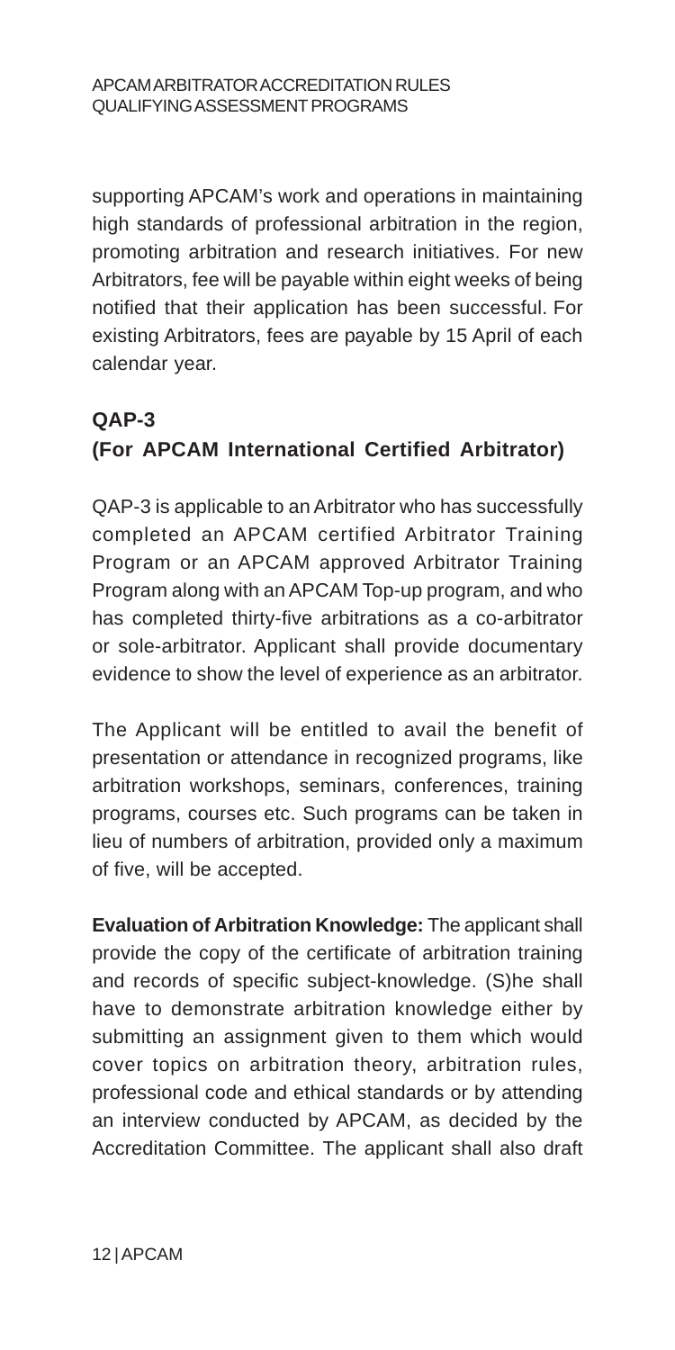supporting APCAM's work and operations in maintaining high standards of professional arbitration in the region, promoting arbitration and research initiatives. For new Arbitrators, fee will be payable within eight weeks of being notified that their application has been successful. For existing Arbitrators, fees are payable by 15 April of each calendar year.

## QAP-3
## (For APCAM International Certified Arbitrator)

QAP-3 is applicable to an Arbitrator who has successfully completed an APCAM certified Arbitrator Training Program or an APCAM approved Arbitrator Training Program along with an APCAM Top-up program, and who has completed thirty-five arbitrations as a co-arbitrator or sole-arbitrator. Applicant shall provide documentary evidence to show the level of experience as an arbitrator.

The Applicant will be entitled to avail the benefit of presentation or attendance in recognized programs, like arbitration workshops, seminars, conferences, training programs, courses etc. Such programs can be taken in lieu of numbers of arbitration, provided only a maximum of five, will be accepted.

**Evaluation of Arbitration Knowledge:** The applicant shall provide the copy of the certificate of arbitration training and records of specific subject-knowledge. (S)he shall have to demonstrate arbitration knowledge either by submitting an assignment given to them which would cover topics on arbitration theory, arbitration rules, professional code and ethical standards or by attending an interview conducted by APCAM, as decided by the Accreditation Committee. The applicant shall also draft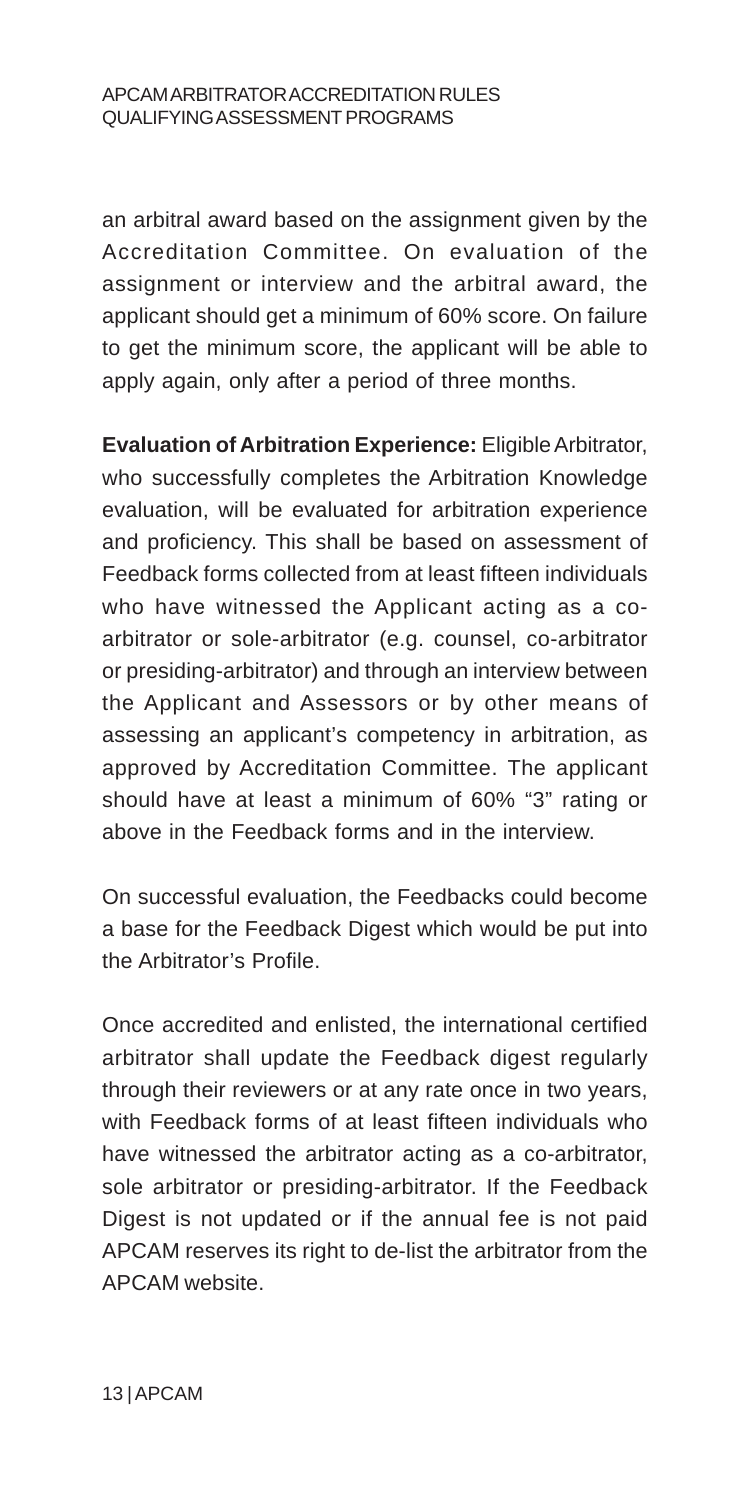an arbitral award based on the assignment given by the Accreditation Committee. On evaluation of the assignment or interview and the arbitral award, the applicant should get a minimum of 60% score. On failure to get the minimum score, the applicant will be able to apply again, only after a period of three months.

**Evaluation of Arbitration Experience:** Eligible Arbitrator, who successfully completes the Arbitration Knowledge evaluation, will be evaluated for arbitration experience and proficiency. This shall be based on assessment of Feedback forms collected from at least fifteen individuals who have witnessed the Applicant acting as a co-arbitrator or sole-arbitrator (e.g. counsel, co-arbitrator or presiding-arbitrator) and through an interview between the Applicant and Assessors or by other means of assessing an applicant's competency in arbitration, as approved by Accreditation Committee. The applicant should have at least a minimum of 60% "3" rating or above in the Feedback forms and in the interview.

On successful evaluation, the Feedbacks could become a base for the Feedback Digest which would be put into the Arbitrator's Profile.

Once accredited and enlisted, the international certified arbitrator shall update the Feedback digest regularly through their reviewers or at any rate once in two years, with Feedback forms of at least fifteen individuals who have witnessed the arbitrator acting as a co-arbitrator, sole arbitrator or presiding-arbitrator. If the Feedback Digest is not updated or if the annual fee is not paid APCAM reserves its right to de-list the arbitrator from the APCAM website.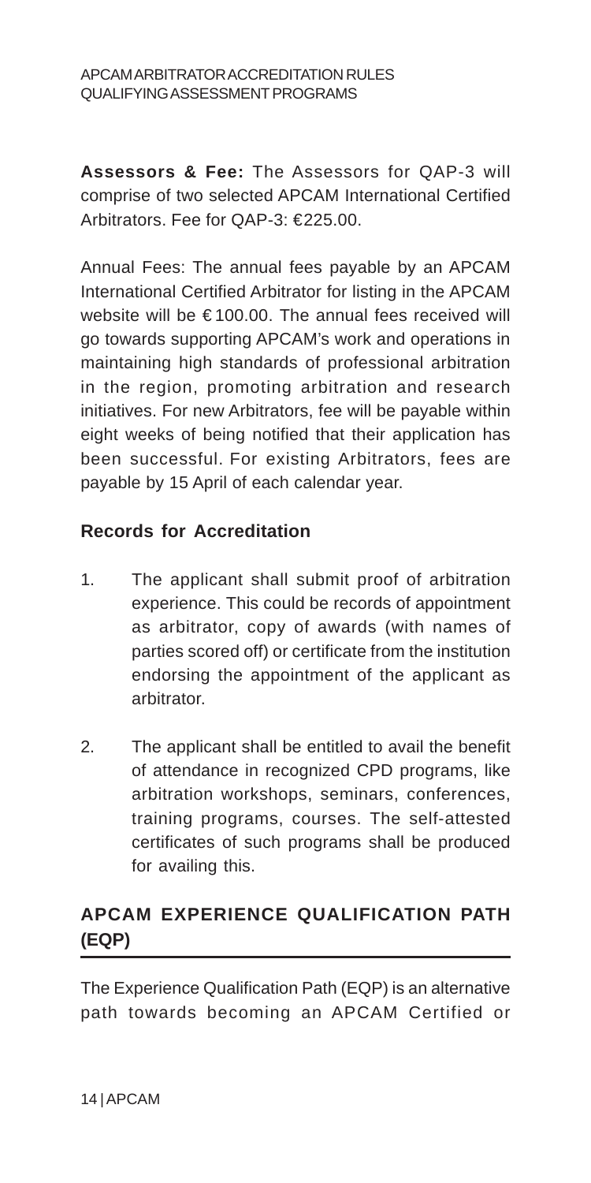**Assessors & Fee:** The Assessors for QAP-3 will comprise of two selected APCAM International Certified Arbitrators. Fee for QAP-3: €225.00.

Annual Fees: The annual fees payable by an APCAM International Certified Arbitrator for listing in the APCAM website will be € 100.00. The annual fees received will go towards supporting APCAM's work and operations in maintaining high standards of professional arbitration in the region, promoting arbitration and research initiatives. For new Arbitrators, fee will be payable within eight weeks of being notified that their application has been successful. For existing Arbitrators, fees are payable by 15 April of each calendar year.

### Records for Accreditation

1. The applicant shall submit proof of arbitration experience. This could be records of appointment as arbitrator, copy of awards (with names of parties scored off) or certificate from the institution endorsing the appointment of the applicant as arbitrator.

2. The applicant shall be entitled to avail the benefit of attendance in recognized CPD programs, like arbitration workshops, seminars, conferences, training programs, courses. The self-attested certificates of such programs shall be produced for availing this.

## APCAM EXPERIENCE QUALIFICATION PATH (EQP)

The Experience Qualification Path (EQP) is an alternative path towards becoming an APCAM Certified or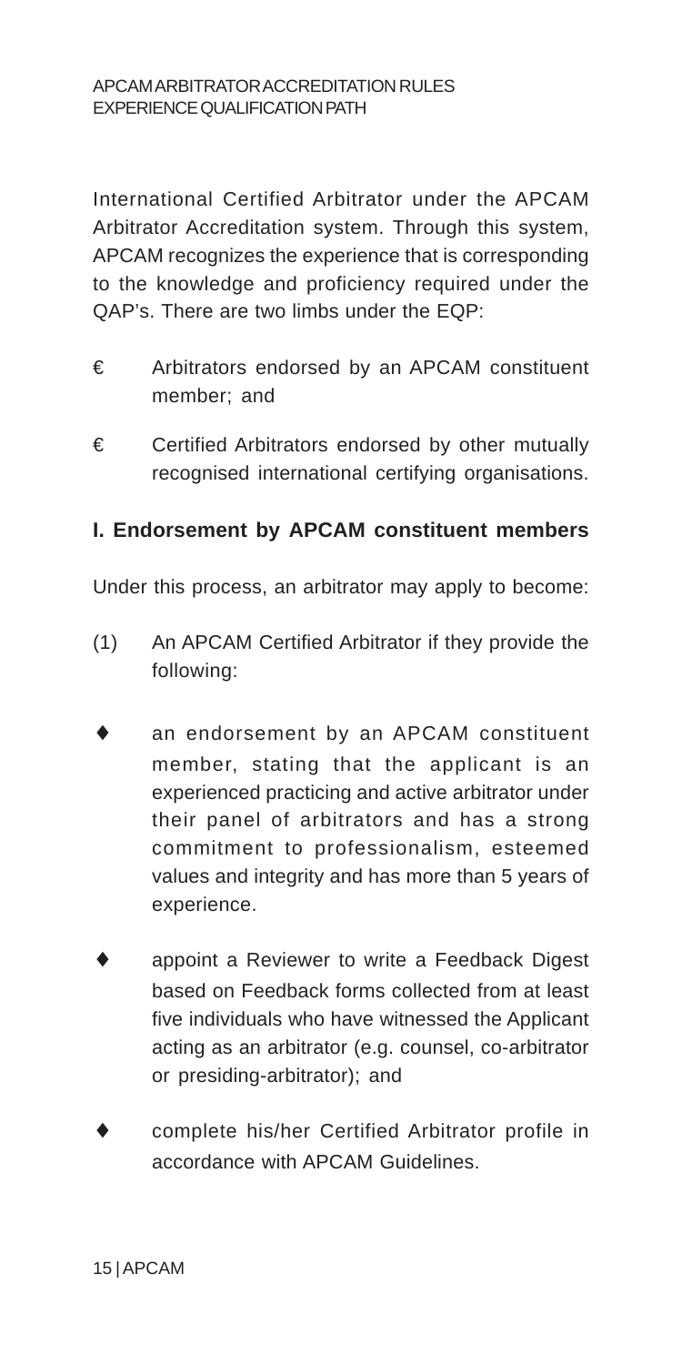International Certified Arbitrator under the APCAM Arbitrator Accreditation system. Through this system, APCAM recognizes the experience that is corresponding to the knowledge and proficiency required under the QAP's. There are two limbs under the EQP:

- Arbitrators endorsed by an APCAM constituent member; and
- Certified Arbitrators endorsed by other mutually recognised international certifying organisations.

**I. Endorsement by APCAM constituent members**

Under this process, an arbitrator may apply to become:

(1) An APCAM Certified Arbitrator if they provide the following:

- an endorsement by an APCAM constituent member, stating that the applicant is an experienced practicing and active arbitrator under their panel of arbitrators and has a strong commitment to professionalism, esteemed values and integrity and has more than 5 years of experience.
- appoint a Reviewer to write a Feedback Digest based on Feedback forms collected from at least five individuals who have witnessed the Applicant acting as an arbitrator (e.g. counsel, co-arbitrator or presiding-arbitrator); and
- complete his/her Certified Arbitrator profile in accordance with APCAM Guidelines.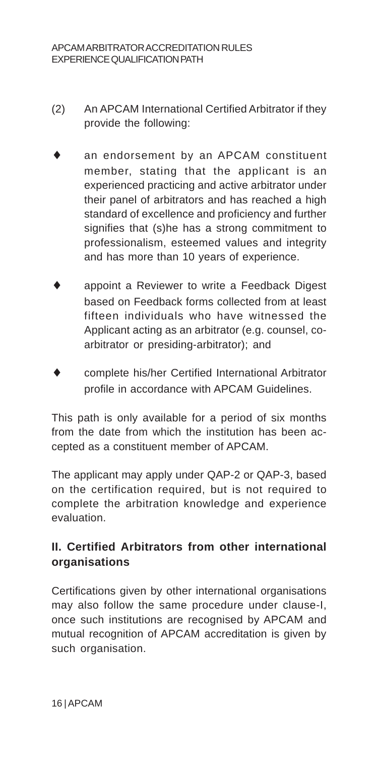(2) An APCAM International Certified Arbitrator if they provide the following:

- an endorsement by an APCAM constituent member, stating that the applicant is an experienced practicing and active arbitrator under their panel of arbitrators and has reached a high standard of excellence and proficiency and further signifies that (s)he has a strong commitment to professionalism, esteemed values and integrity and has more than 10 years of experience.
- appoint a Reviewer to write a Feedback Digest based on Feedback forms collected from at least fifteen individuals who have witnessed the Applicant acting as an arbitrator (e.g. counsel, co-arbitrator or presiding-arbitrator); and
- complete his/her Certified International Arbitrator profile in accordance with APCAM Guidelines.

This path is only available for a period of six months from the date from which the institution has been accepted as a constituent member of APCAM.

The applicant may apply under QAP-2 or QAP-3, based on the certification required, but is not required to complete the arbitration knowledge and experience evaluation.

## II. Certified Arbitrators from other international organisations

Certifications given by other international organisations may also follow the same procedure under clause-I, once such institutions are recognised by APCAM and mutual recognition of APCAM accreditation is given by such organisation.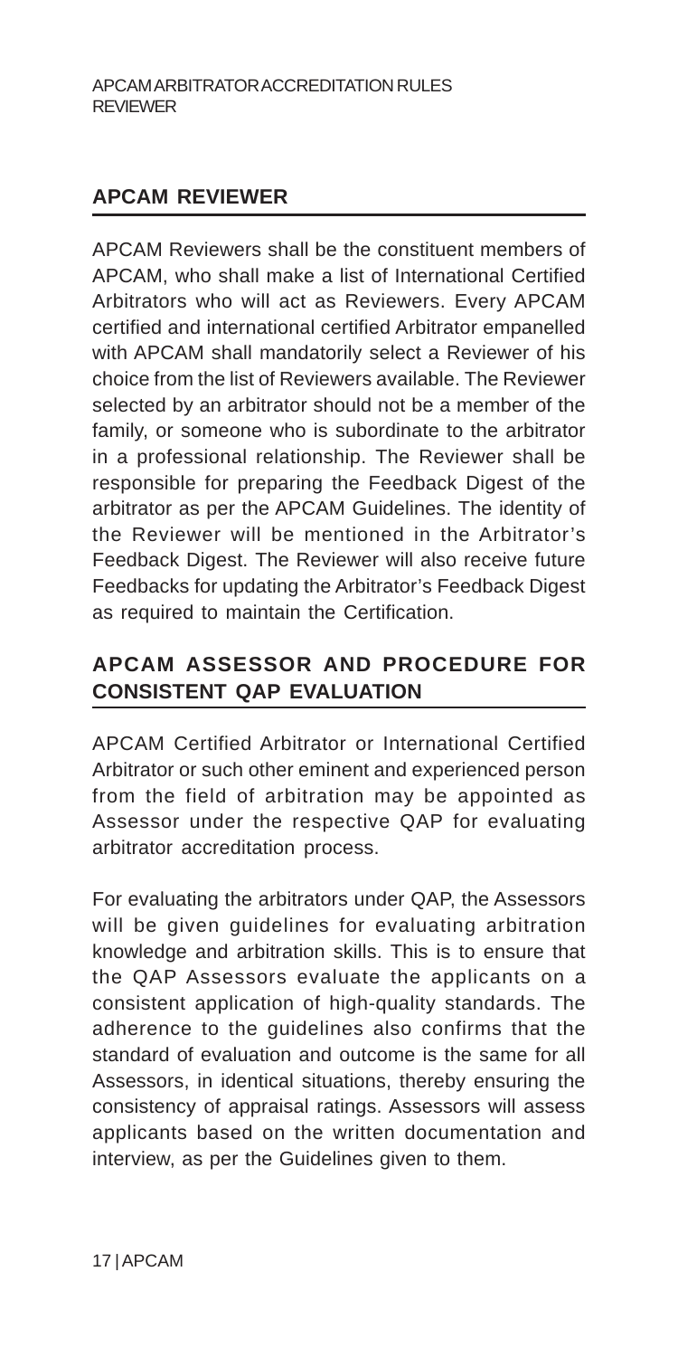## APCAM REVIEWER

APCAM Reviewers shall be the constituent members of APCAM, who shall make a list of International Certified Arbitrators who will act as Reviewers. Every APCAM certified and international certified Arbitrator empanelled with APCAM shall mandatorily select a Reviewer of his choice from the list of Reviewers available. The Reviewer selected by an arbitrator should not be a member of the family, or someone who is subordinate to the arbitrator in a professional relationship. The Reviewer shall be responsible for preparing the Feedback Digest of the arbitrator as per the APCAM Guidelines. The identity of the Reviewer will be mentioned in the Arbitrator's Feedback Digest. The Reviewer will also receive future Feedbacks for updating the Arbitrator's Feedback Digest as required to maintain the Certification.

## APCAM ASSESSOR AND PROCEDURE FOR CONSISTENT QAP EVALUATION

APCAM Certified Arbitrator or International Certified Arbitrator or such other eminent and experienced person from the field of arbitration may be appointed as Assessor under the respective QAP for evaluating arbitrator accreditation process.

For evaluating the arbitrators under QAP, the Assessors will be given guidelines for evaluating arbitration knowledge and arbitration skills. This is to ensure that the QAP Assessors evaluate the applicants on a consistent application of high-quality standards. The adherence to the guidelines also confirms that the standard of evaluation and outcome is the same for all Assessors, in identical situations, thereby ensuring the consistency of appraisal ratings. Assessors will assess applicants based on the written documentation and interview, as per the Guidelines given to them.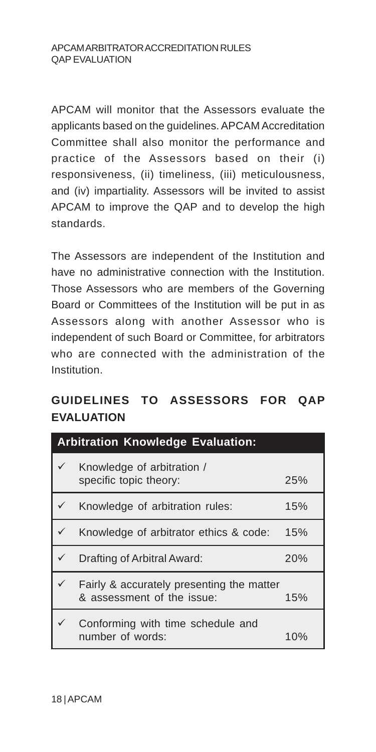APCAM will monitor that the Assessors evaluate the applicants based on the guidelines. APCAM Accreditation Committee shall also monitor the performance and practice of the Assessors based on their (i) responsiveness, (ii) timeliness, (iii) meticulousness, and (iv) impartiality. Assessors will be invited to assist APCAM to improve the QAP and to develop the high standards.

The Assessors are independent of the Institution and have no administrative connection with the Institution. Those Assessors who are members of the Governing Board or Committees of the Institution will be put in as Assessors along with another Assessor who is independent of such Board or Committee, for arbitrators who are connected with the administration of the Institution.

## GUIDELINES TO ASSESSORS FOR QAP EVALUATION

| Arbitration Knowledge Evaluation: | | |
|---|---|---|
| ✓ | Knowledge of arbitration / specific topic theory: | 25% |
| ✓ | Knowledge of arbitration rules: | 15% |
| ✓ | Knowledge of arbitrator ethics & code: | 15% |
| ✓ | Drafting of Arbitral Award: | 20% |
| ✓ | Fairly & accurately presenting the matter & assessment of the issue: | 15% |
| ✓ | Conforming with time schedule and number of words: | 10% |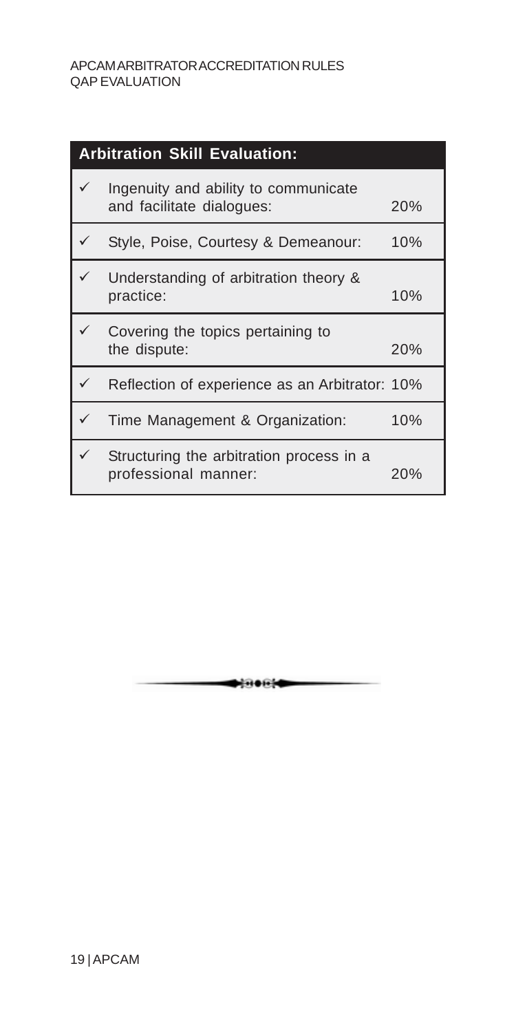| Arbitration Skill Evaluation: | | |
|---|---|---|
| ✓ | Ingenuity and ability to communicate and facilitate dialogues: | 20% |
| ✓ | Style, Poise, Courtesy & Demeanour: | 10% |
| ✓ | Understanding of arbitration theory & practice: | 10% |
| ✓ | Covering the topics pertaining to the dispute: | 20% |
| ✓ | Reflection of experience as an Arbitrator: | 10% |
| ✓ | Time Management & Organization: | 10% |
| ✓ | Structuring the arbitration process in a professional manner: | 20% |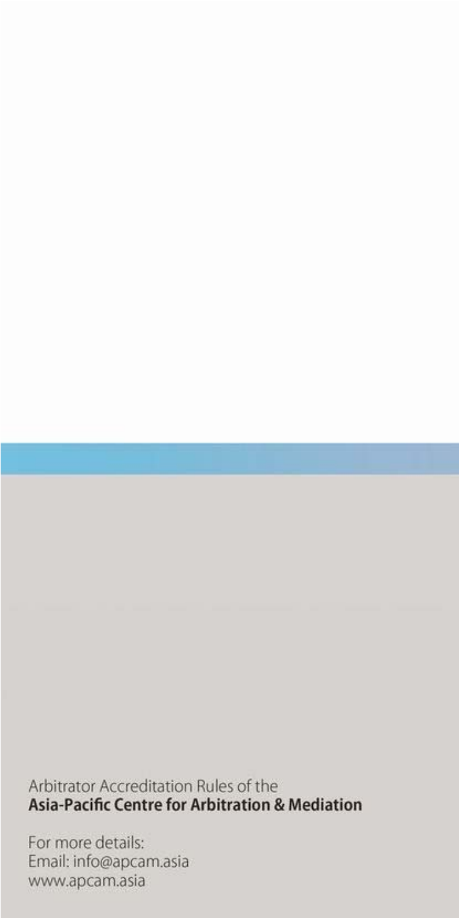Arbitrator Accreditation Rules of the
**Asia-Pacific Centre for Arbitration & Mediation**

For more details:
Email: info@apcam.asia
www.apcam.asia